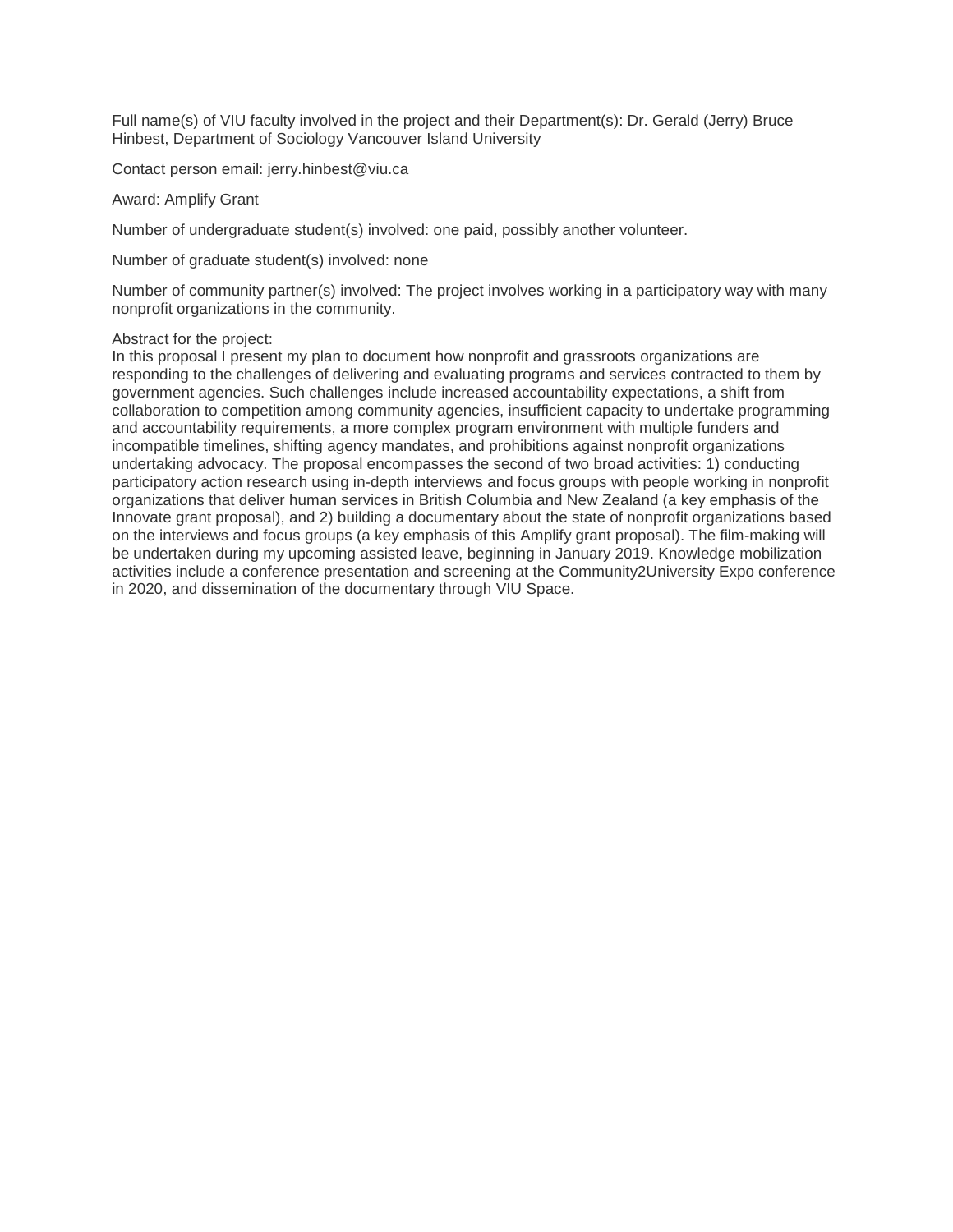Full name(s) of VIU faculty involved in the project and their Department(s): Dr. Gerald (Jerry) Bruce Hinbest, Department of Sociology Vancouver Island University

Contact person email: jerry.hinbest@viu.ca

Award: Amplify Grant

Number of undergraduate student(s) involved: one paid, possibly another volunteer.

Number of graduate student(s) involved: none

Number of community partner(s) involved: The project involves working in a participatory way with many nonprofit organizations in the community.

Abstract for the project:
In this proposal I present my plan to document how nonprofit and grassroots organizations are responding to the challenges of delivering and evaluating programs and services contracted to them by government agencies. Such challenges include increased accountability expectations, a shift from collaboration to competition among community agencies, insufficient capacity to undertake programming and accountability requirements, a more complex program environment with multiple funders and incompatible timelines, shifting agency mandates, and prohibitions against nonprofit organizations undertaking advocacy. The proposal encompasses the second of two broad activities: 1) conducting participatory action research using in-depth interviews and focus groups with people working in nonprofit organizations that deliver human services in British Columbia and New Zealand (a key emphasis of the Innovate grant proposal), and 2) building a documentary about the state of nonprofit organizations based on the interviews and focus groups (a key emphasis of this Amplify grant proposal). The film-making will be undertaken during my upcoming assisted leave, beginning in January 2019. Knowledge mobilization activities include a conference presentation and screening at the Community2University Expo conference in 2020, and dissemination of the documentary through VIU Space.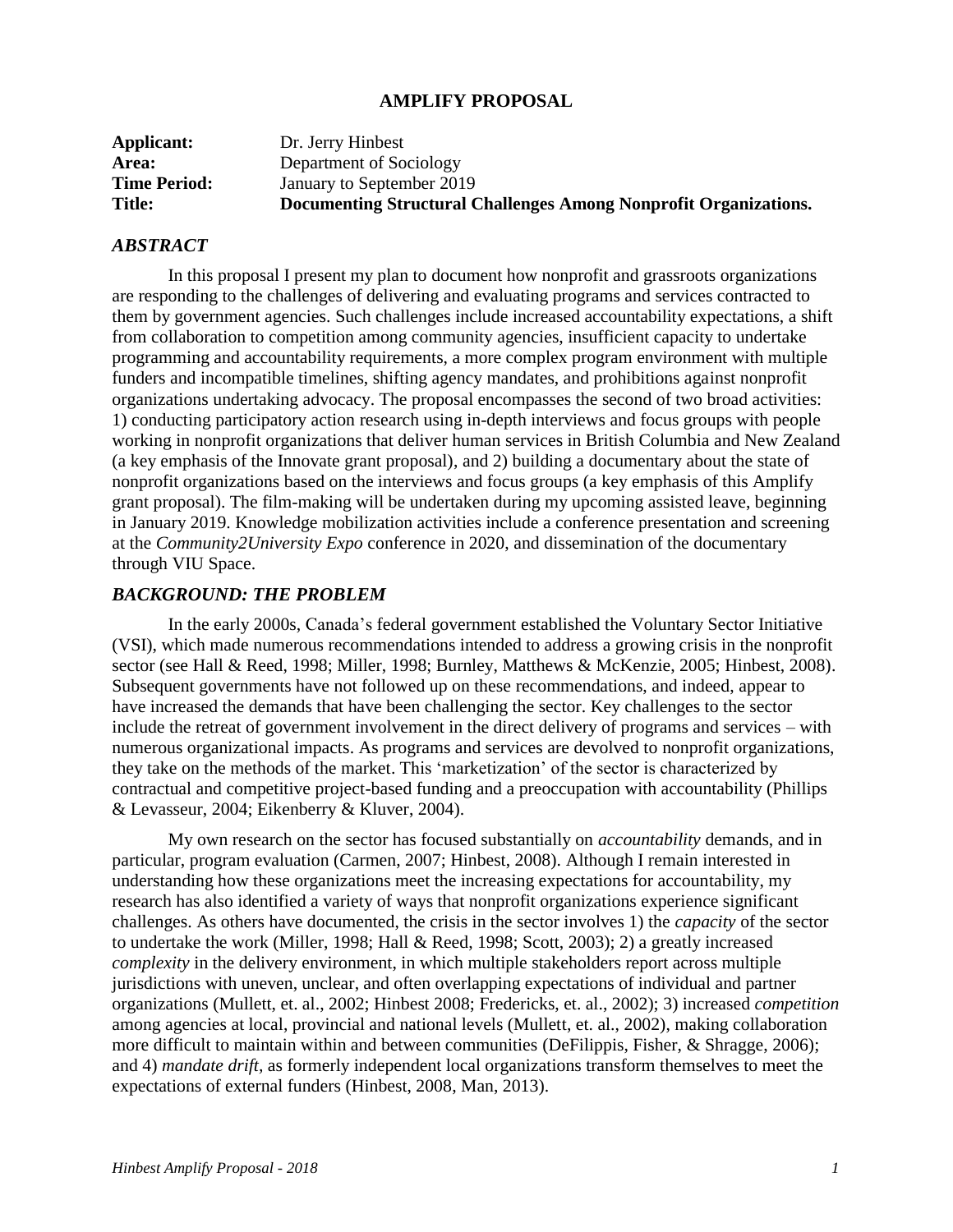# AMPLIFY PROPOSAL

**Applicant:** Dr. Jerry Hinbest
**Area:** Department of Sociology
**Time Period:** January to September 2019
**Title:** **Documenting Structural Challenges Among Nonprofit Organizations.**

## *ABSTRACT*

In this proposal I present my plan to document how nonprofit and grassroots organizations are responding to the challenges of delivering and evaluating programs and services contracted to them by government agencies. Such challenges include increased accountability expectations, a shift from collaboration to competition among community agencies, insufficient capacity to undertake programming and accountability requirements, a more complex program environment with multiple funders and incompatible timelines, shifting agency mandates, and prohibitions against nonprofit organizations undertaking advocacy. The proposal encompasses the second of two broad activities: 1) conducting participatory action research using in-depth interviews and focus groups with people working in nonprofit organizations that deliver human services in British Columbia and New Zealand (a key emphasis of the Innovate grant proposal), and 2) building a documentary about the state of nonprofit organizations based on the interviews and focus groups (a key emphasis of this Amplify grant proposal). The film-making will be undertaken during my upcoming assisted leave, beginning in January 2019. Knowledge mobilization activities include a conference presentation and screening at the *Community2University Expo* conference in 2020, and dissemination of the documentary through VIU Space.

## *BACKGROUND: THE PROBLEM*

In the early 2000s, Canada's federal government established the Voluntary Sector Initiative (VSI), which made numerous recommendations intended to address a growing crisis in the nonprofit sector (see Hall & Reed, 1998; Miller, 1998; Burnley, Matthews & McKenzie, 2005; Hinbest, 2008). Subsequent governments have not followed up on these recommendations, and indeed, appear to have increased the demands that have been challenging the sector. Key challenges to the sector include the retreat of government involvement in the direct delivery of programs and services – with numerous organizational impacts. As programs and services are devolved to nonprofit organizations, they take on the methods of the market. This 'marketization' of the sector is characterized by contractual and competitive project-based funding and a preoccupation with accountability (Phillips & Levasseur, 2004; Eikenberry & Kluver, 2004).

My own research on the sector has focused substantially on *accountability* demands, and in particular, program evaluation (Carmen, 2007; Hinbest, 2008). Although I remain interested in understanding how these organizations meet the increasing expectations for accountability, my research has also identified a variety of ways that nonprofit organizations experience significant challenges. As others have documented, the crisis in the sector involves 1) the *capacity* of the sector to undertake the work (Miller, 1998; Hall & Reed, 1998; Scott, 2003); 2) a greatly increased *complexity* in the delivery environment, in which multiple stakeholders report across multiple jurisdictions with uneven, unclear, and often overlapping expectations of individual and partner organizations (Mullett, et. al., 2002; Hinbest 2008; Fredericks, et. al., 2002); 3) increased *competition* among agencies at local, provincial and national levels (Mullett, et. al., 2002), making collaboration more difficult to maintain within and between communities (DeFilippis, Fisher, & Shragge, 2006); and 4) *mandate drift*, as formerly independent local organizations transform themselves to meet the expectations of external funders (Hinbest, 2008, Man, 2013).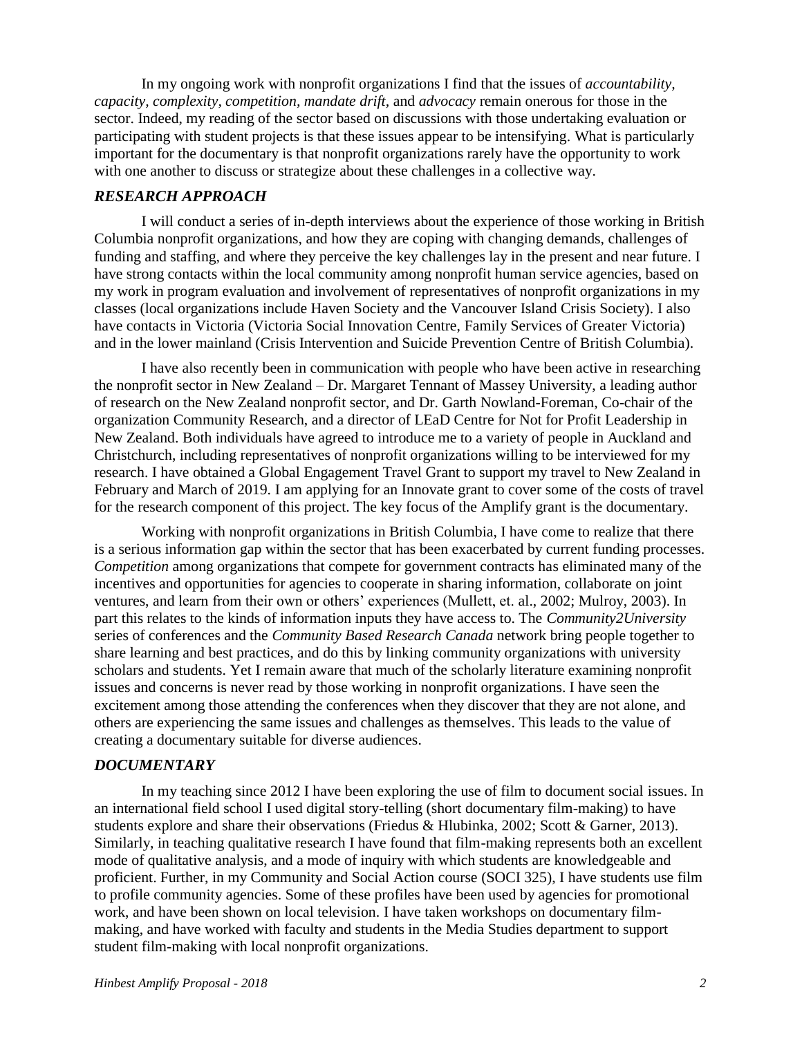In my ongoing work with nonprofit organizations I find that the issues of *accountability, capacity, complexity, competition, mandate drift*, and *advocacy* remain onerous for those in the sector. Indeed, my reading of the sector based on discussions with those undertaking evaluation or participating with student projects is that these issues appear to be intensifying. What is particularly important for the documentary is that nonprofit organizations rarely have the opportunity to work with one another to discuss or strategize about these challenges in a collective way.

### *RESEARCH APPROACH*

I will conduct a series of in-depth interviews about the experience of those working in British Columbia nonprofit organizations, and how they are coping with changing demands, challenges of funding and staffing, and where they perceive the key challenges lay in the present and near future. I have strong contacts within the local community among nonprofit human service agencies, based on my work in program evaluation and involvement of representatives of nonprofit organizations in my classes (local organizations include Haven Society and the Vancouver Island Crisis Society). I also have contacts in Victoria (Victoria Social Innovation Centre, Family Services of Greater Victoria) and in the lower mainland (Crisis Intervention and Suicide Prevention Centre of British Columbia).

I have also recently been in communication with people who have been active in researching the nonprofit sector in New Zealand – Dr. Margaret Tennant of Massey University, a leading author of research on the New Zealand nonprofit sector, and Dr. Garth Nowland-Foreman, Co-chair of the organization Community Research, and a director of LEaD Centre for Not for Profit Leadership in New Zealand. Both individuals have agreed to introduce me to a variety of people in Auckland and Christchurch, including representatives of nonprofit organizations willing to be interviewed for my research. I have obtained a Global Engagement Travel Grant to support my travel to New Zealand in February and March of 2019. I am applying for an Innovate grant to cover some of the costs of travel for the research component of this project. The key focus of the Amplify grant is the documentary.

Working with nonprofit organizations in British Columbia, I have come to realize that there is a serious information gap within the sector that has been exacerbated by current funding processes. *Competition* among organizations that compete for government contracts has eliminated many of the incentives and opportunities for agencies to cooperate in sharing information, collaborate on joint ventures, and learn from their own or others' experiences (Mullett, et. al., 2002; Mulroy, 2003). In part this relates to the kinds of information inputs they have access to. The *Community2University* series of conferences and the *Community Based Research Canada* network bring people together to share learning and best practices, and do this by linking community organizations with university scholars and students. Yet I remain aware that much of the scholarly literature examining nonprofit issues and concerns is never read by those working in nonprofit organizations. I have seen the excitement among those attending the conferences when they discover that they are not alone, and others are experiencing the same issues and challenges as themselves. This leads to the value of creating a documentary suitable for diverse audiences.

### *DOCUMENTARY*

In my teaching since 2012 I have been exploring the use of film to document social issues. In an international field school I used digital story-telling (short documentary film-making) to have students explore and share their observations (Friedus & Hlubinka, 2002; Scott & Garner, 2013). Similarly, in teaching qualitative research I have found that film-making represents both an excellent mode of qualitative analysis, and a mode of inquiry with which students are knowledgeable and proficient. Further, in my Community and Social Action course (SOCI 325), I have students use film to profile community agencies. Some of these profiles have been used by agencies for promotional work, and have been shown on local television. I have taken workshops on documentary film-making, and have worked with faculty and students in the Media Studies department to support student film-making with local nonprofit organizations.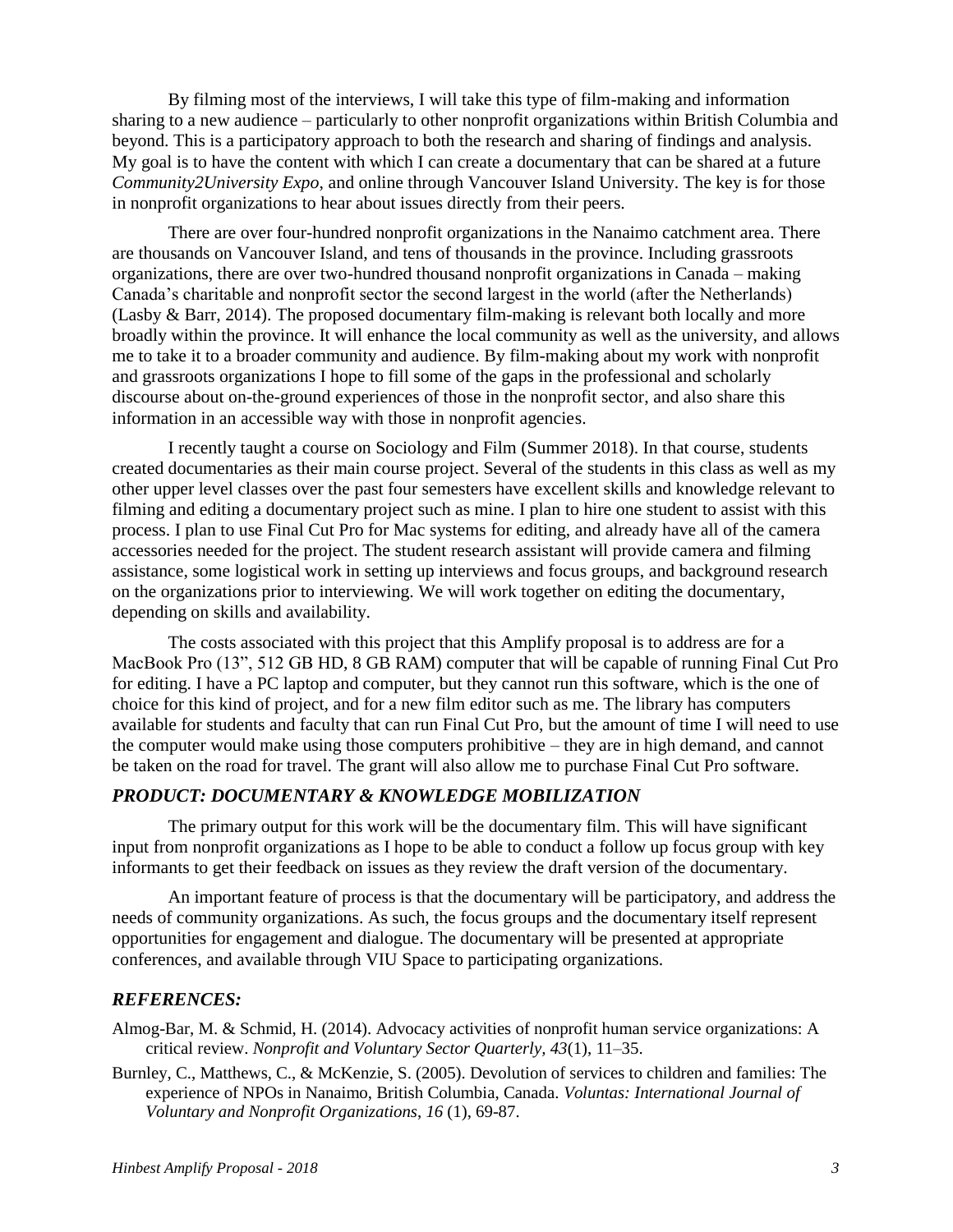By filming most of the interviews, I will take this type of film-making and information sharing to a new audience – particularly to other nonprofit organizations within British Columbia and beyond. This is a participatory approach to both the research and sharing of findings and analysis. My goal is to have the content with which I can create a documentary that can be shared at a future *Community2University Expo*, and online through Vancouver Island University. The key is for those in nonprofit organizations to hear about issues directly from their peers.

There are over four-hundred nonprofit organizations in the Nanaimo catchment area. There are thousands on Vancouver Island, and tens of thousands in the province. Including grassroots organizations, there are over two-hundred thousand nonprofit organizations in Canada – making Canada's charitable and nonprofit sector the second largest in the world (after the Netherlands) (Lasby & Barr, 2014). The proposed documentary film-making is relevant both locally and more broadly within the province. It will enhance the local community as well as the university, and allows me to take it to a broader community and audience. By film-making about my work with nonprofit and grassroots organizations I hope to fill some of the gaps in the professional and scholarly discourse about on-the-ground experiences of those in the nonprofit sector, and also share this information in an accessible way with those in nonprofit agencies.

I recently taught a course on Sociology and Film (Summer 2018). In that course, students created documentaries as their main course project. Several of the students in this class as well as my other upper level classes over the past four semesters have excellent skills and knowledge relevant to filming and editing a documentary project such as mine. I plan to hire one student to assist with this process. I plan to use Final Cut Pro for Mac systems for editing, and already have all of the camera accessories needed for the project. The student research assistant will provide camera and filming assistance, some logistical work in setting up interviews and focus groups, and background research on the organizations prior to interviewing. We will work together on editing the documentary, depending on skills and availability.

The costs associated with this project that this Amplify proposal is to address are for a MacBook Pro (13", 512 GB HD, 8 GB RAM) computer that will be capable of running Final Cut Pro for editing. I have a PC laptop and computer, but they cannot run this software, which is the one of choice for this kind of project, and for a new film editor such as me. The library has computers available for students and faculty that can run Final Cut Pro, but the amount of time I will need to use the computer would make using those computers prohibitive – they are in high demand, and cannot be taken on the road for travel. The grant will also allow me to purchase Final Cut Pro software.

## *PRODUCT: DOCUMENTARY & KNOWLEDGE MOBILIZATION*

The primary output for this work will be the documentary film. This will have significant input from nonprofit organizations as I hope to be able to conduct a follow up focus group with key informants to get their feedback on issues as they review the draft version of the documentary.

An important feature of process is that the documentary will be participatory, and address the needs of community organizations. As such, the focus groups and the documentary itself represent opportunities for engagement and dialogue. The documentary will be presented at appropriate conferences, and available through VIU Space to participating organizations.

## *REFERENCES:*

Almog-Bar, M. & Schmid, H. (2014). Advocacy activities of nonprofit human service organizations: A critical review. *Nonprofit and Voluntary Sector Quarterly, 43*(1), 11–35.

Burnley, C., Matthews, C., & McKenzie, S. (2005). Devolution of services to children and families: The experience of NPOs in Nanaimo, British Columbia, Canada. *Voluntas: International Journal of Voluntary and Nonprofit Organizations, 16* (1), 69-87.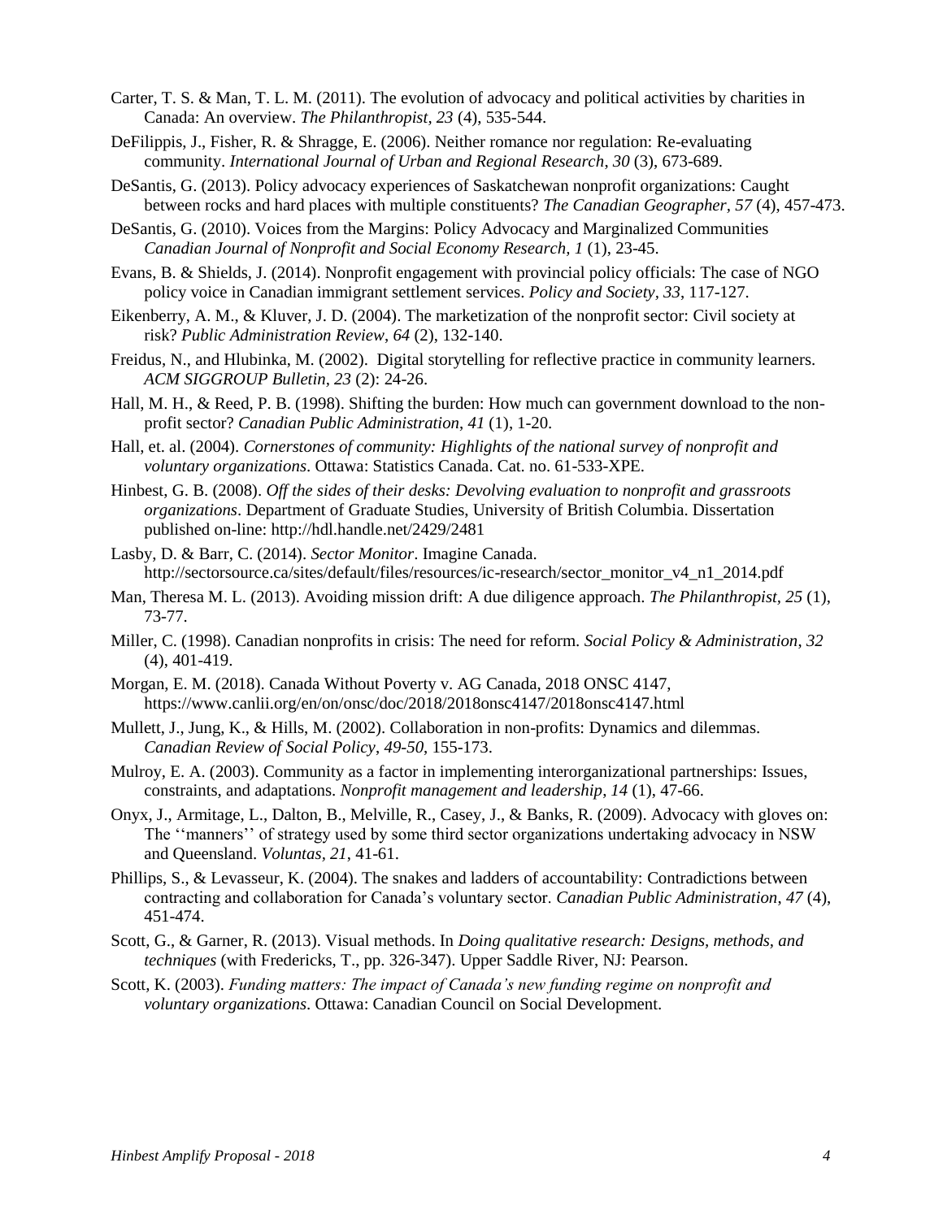Carter, T. S. & Man, T. L. M. (2011). The evolution of advocacy and political activities by charities in Canada: An overview. *The Philanthropist*, *23* (4), 535-544.

DeFilippis, J., Fisher, R. & Shragge, E. (2006). Neither romance nor regulation: Re-evaluating community. *International Journal of Urban and Regional Research*, *30* (3), 673-689.

DeSantis, G. (2013). Policy advocacy experiences of Saskatchewan nonprofit organizations: Caught between rocks and hard places with multiple constituents? *The Canadian Geographer*, *57* (4), 457-473.

DeSantis, G. (2010). Voices from the Margins: Policy Advocacy and Marginalized Communities *Canadian Journal of Nonprofit and Social Economy Research*, *1* (1), 23-45.

Evans, B. & Shields, J. (2014). Nonprofit engagement with provincial policy officials: The case of NGO policy voice in Canadian immigrant settlement services. *Policy and Society*, *33*, 117-127.

Eikenberry, A. M., & Kluver, J. D. (2004). The marketization of the nonprofit sector: Civil society at risk? *Public Administration Review*, *64* (2), 132-140.

Freidus, N., and Hlubinka, M. (2002). Digital storytelling for reflective practice in community learners. *ACM SIGGROUP Bulletin*, *23* (2): 24-26.

Hall, M. H., & Reed, P. B. (1998). Shifting the burden: How much can government download to the non-profit sector? *Canadian Public Administration*, *41* (1), 1-20.

Hall, et. al. (2004). *Cornerstones of community: Highlights of the national survey of nonprofit and voluntary organizations*. Ottawa: Statistics Canada. Cat. no. 61-533-XPE.

Hinbest, G. B. (2008). *Off the sides of their desks: Devolving evaluation to nonprofit and grassroots organizations*. Department of Graduate Studies, University of British Columbia. Dissertation published on-line: http://hdl.handle.net/2429/2481

Lasby, D. & Barr, C. (2014). *Sector Monitor*. Imagine Canada. http://sectorsource.ca/sites/default/files/resources/ic-research/sector_monitor_v4_n1_2014.pdf

Man, Theresa M. L. (2013). Avoiding mission drift: A due diligence approach. *The Philanthropist*, *25* (1), 73-77.

Miller, C. (1998). Canadian nonprofits in crisis: The need for reform. *Social Policy & Administration*, *32* (4), 401-419.

Morgan, E. M. (2018). Canada Without Poverty v. AG Canada, 2018 ONSC 4147, https://www.canlii.org/en/on/onsc/doc/2018/2018onsc4147/2018onsc4147.html

Mullett, J., Jung, K., & Hills, M. (2002). Collaboration in non-profits: Dynamics and dilemmas. *Canadian Review of Social Policy*, *49-50*, 155-173.

Mulroy, E. A. (2003). Community as a factor in implementing interorganizational partnerships: Issues, constraints, and adaptations. *Nonprofit management and leadership*, *14* (1), 47-66.

Onyx, J., Armitage, L., Dalton, B., Melville, R., Casey, J., & Banks, R. (2009). Advocacy with gloves on: The ''manners'' of strategy used by some third sector organizations undertaking advocacy in NSW and Queensland. *Voluntas*, *21*, 41-61.

Phillips, S., & Levasseur, K. (2004). The snakes and ladders of accountability: Contradictions between contracting and collaboration for Canada's voluntary sector. *Canadian Public Administration*, *47* (4), 451-474.

Scott, G., & Garner, R. (2013). Visual methods. In *Doing qualitative research: Designs, methods, and techniques* (with Fredericks, T., pp. 326-347). Upper Saddle River, NJ: Pearson.

Scott, K. (2003). *Funding matters: The impact of Canada's new funding regime on nonprofit and voluntary organizations*. Ottawa: Canadian Council on Social Development.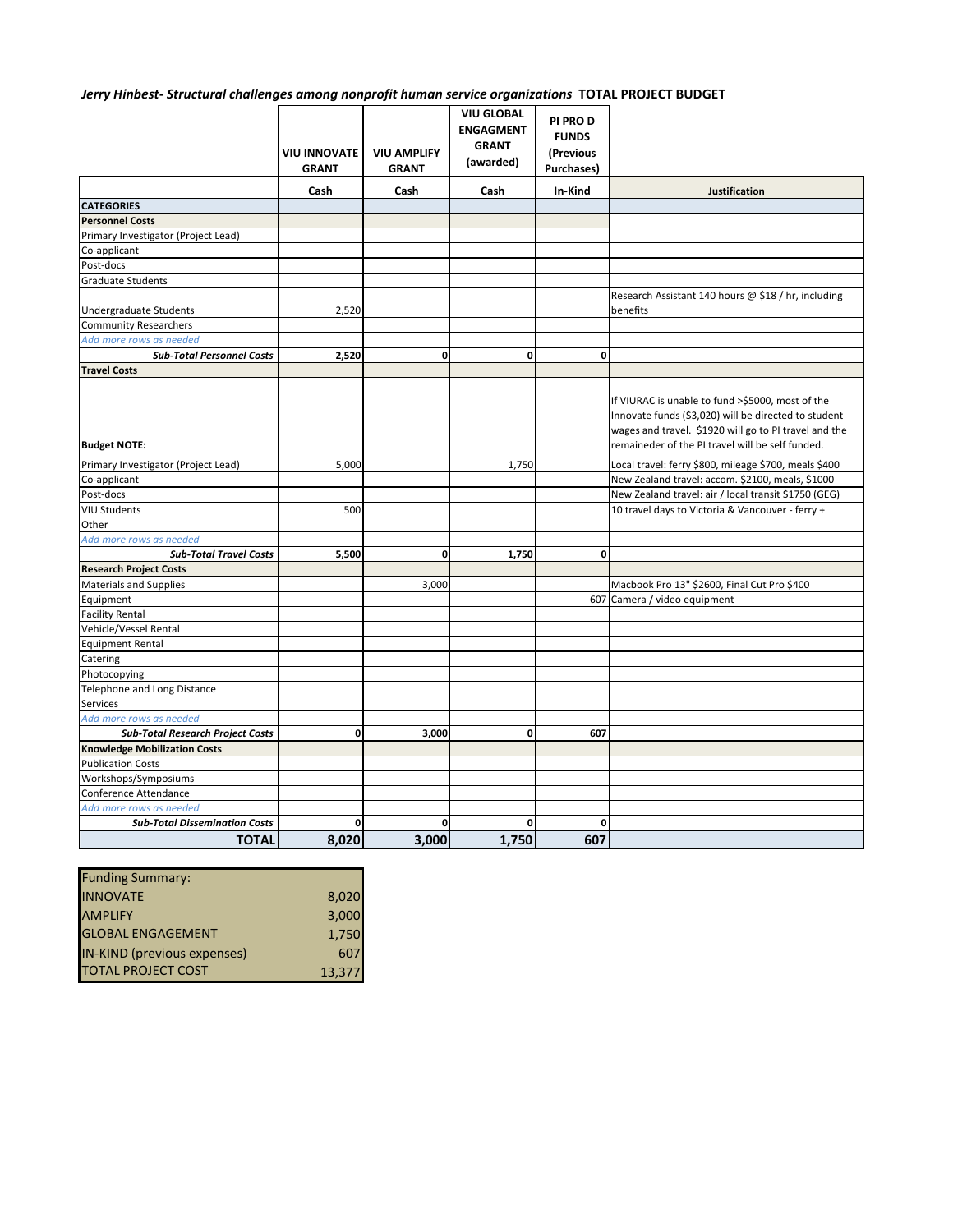*Jerry Hinbest- Structural challenges among nonprofit human service organizations* **TOTAL PROJECT BUDGET**

| | VIU INNOVATE GRANT | VIU AMPLIFY GRANT | VIU GLOBAL ENGAGMENT GRANT (awarded) | PI PRO D FUNDS (Previous Purchases) | |
|---|---|---|---|---|---|
| | Cash | Cash | Cash | In-Kind | Justification |
| **CATEGORIES** | | | | | |
| **Personnel Costs** | | | | | |
| Primary Investigator (Project Lead) | | | | | |
| Co-applicant | | | | | |
| Post-docs | | | | | |
| Graduate Students | | | | | |
| Undergraduate Students | 2,520 | | | | Research Assistant 140 hours @ $18 / hr, including benefits |
| Community Researchers | | | | | |
| *Add more rows as needed* | | | | | |
| ***Sub-Total Personnel Costs*** | **2,520** | **0** | **0** | **0** | |
| **Travel Costs** | | | | | |
| **Budget NOTE:** | | | | | If VIURAC is unable to fund >$5000, most of the Innovate funds ($3,020) will be directed to student wages and travel. $1920 will go to PI travel and the remaineder of the PI travel will be self funded. |
| Primary Investigator (Project Lead) | 5,000 | | 1,750 | | Local travel: ferry $800, mileage $700, meals $400 |
| Co-applicant | | | | | New Zealand travel: accom. $2100, meals, $1000 |
| Post-docs | | | | | New Zealand travel: air / local transit $1750 (GEG) |
| VIU Students | 500 | | | | 10 travel days to Victoria & Vancouver - ferry + |
| Other | | | | | |
| *Add more rows as needed* | | | | | |
| ***Sub-Total Travel Costs*** | **5,500** | **0** | **1,750** | **0** | |
| **Research Project Costs** | | | | | |
| Materials and Supplies | | 3,000 | | | Macbook Pro 13" $2600, Final Cut Pro $400 |
| Equipment | | | | 607 | Camera / video equipment |
| Facility Rental | | | | | |
| Vehicle/Vessel Rental | | | | | |
| Equipment Rental | | | | | |
| Catering | | | | | |
| Photocopying | | | | | |
| Telephone and Long Distance | | | | | |
| Services | | | | | |
| *Add more rows as needed* | | | | | |
| ***Sub-Total Research Project Costs*** | **0** | **3,000** | **0** | **607** | |
| **Knowledge Mobilization Costs** | | | | | |
| Publication Costs | | | | | |
| Workshops/Symposiums | | | | | |
| Conference Attendance | | | | | |
| *Add more rows as needed* | | | | | |
| ***Sub-Total Dissemination Costs*** | **0** | **0** | **0** | **0** | |
| **TOTAL** | **8,020** | **3,000** | **1,750** | **607** | |

| Funding Summary: | |
|---|---|
| INNOVATE | 8,020 |
| AMPLIFY | 3,000 |
| GLOBAL ENGAGEMENT | 1,750 |
| IN-KIND (previous expenses) | 607 |
| TOTAL PROJECT COST | 13,377 |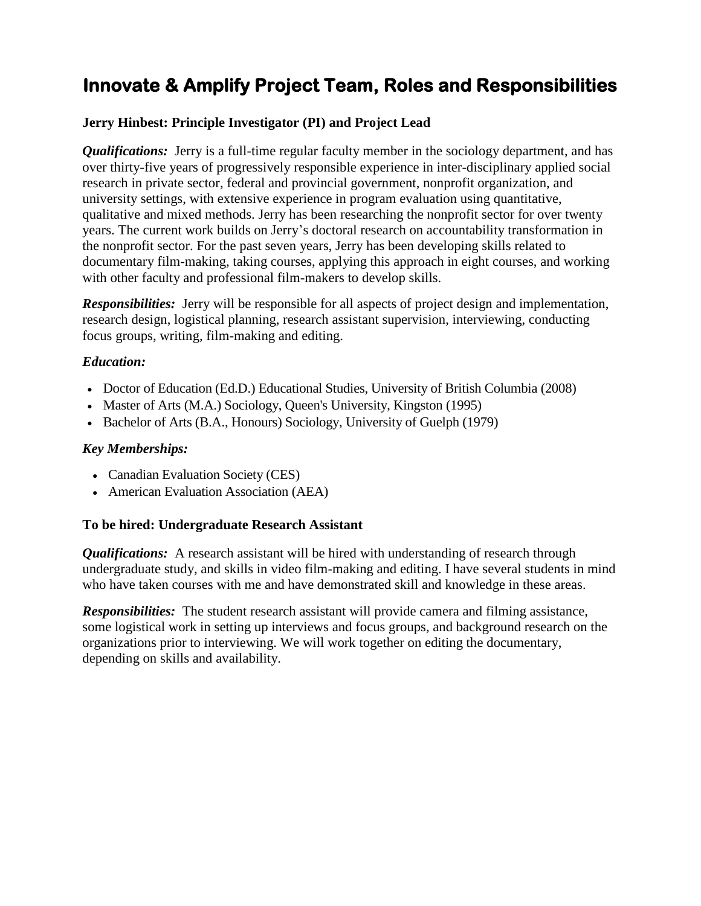# Innovate & Amplify Project Team, Roles and Responsibilities

**Jerry Hinbest: Principle Investigator (PI) and Project Lead**

***Qualifications:*** Jerry is a full-time regular faculty member in the sociology department, and has over thirty-five years of progressively responsible experience in inter-disciplinary applied social research in private sector, federal and provincial government, nonprofit organization, and university settings, with extensive experience in program evaluation using quantitative, qualitative and mixed methods. Jerry has been researching the nonprofit sector for over twenty years. The current work builds on Jerry's doctoral research on accountability transformation in the nonprofit sector. For the past seven years, Jerry has been developing skills related to documentary film-making, taking courses, applying this approach in eight courses, and working with other faculty and professional film-makers to develop skills.

***Responsibilities:*** Jerry will be responsible for all aspects of project design and implementation, research design, logistical planning, research assistant supervision, interviewing, conducting focus groups, writing, film-making and editing.

***Education:***

- Doctor of Education (Ed.D.) Educational Studies, University of British Columbia (2008)
- Master of Arts (M.A.) Sociology, Queen's University, Kingston (1995)
- Bachelor of Arts (B.A., Honours) Sociology, University of Guelph (1979)

***Key Memberships:***

- Canadian Evaluation Society (CES)
- American Evaluation Association (AEA)

**To be hired: Undergraduate Research Assistant**

***Qualifications:*** A research assistant will be hired with understanding of research through undergraduate study, and skills in video film-making and editing. I have several students in mind who have taken courses with me and have demonstrated skill and knowledge in these areas.

***Responsibilities:*** The student research assistant will provide camera and filming assistance, some logistical work in setting up interviews and focus groups, and background research on the organizations prior to interviewing. We will work together on editing the documentary, depending on skills and availability.